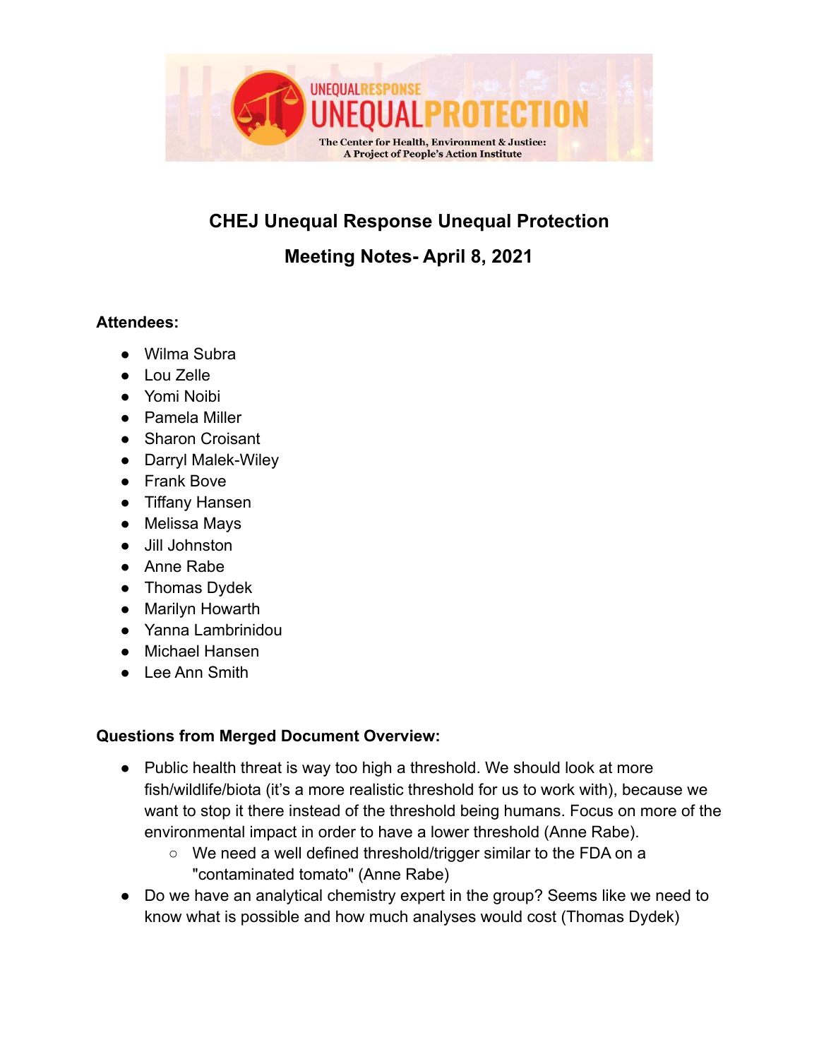# CHEJ Unequal Response Unequal Protection

## Meeting Notes- April 8, 2021

**Attendees:**

- Wilma Subra
- Lou Zelle
- Yomi Noibi
- Pamela Miller
- Sharon Croisant
- Darryl Malek-Wiley
- Frank Bove
- Tiffany Hansen
- Melissa Mays
- Jill Johnston
- Anne Rabe
- Thomas Dydek
- Marilyn Howarth
- Yanna Lambrinidou
- Michael Hansen
- Lee Ann Smith

**Questions from Merged Document Overview:**

- Public health threat is way too high a threshold. We should look at more fish/wildlife/biota (it's a more realistic threshold for us to work with), because we want to stop it there instead of the threshold being humans. Focus on more of the environmental impact in order to have a lower threshold (Anne Rabe).
  - We need a well defined threshold/trigger similar to the FDA on a "contaminated tomato" (Anne Rabe)
- Do we have an analytical chemistry expert in the group? Seems like we need to know what is possible and how much analyses would cost (Thomas Dydek)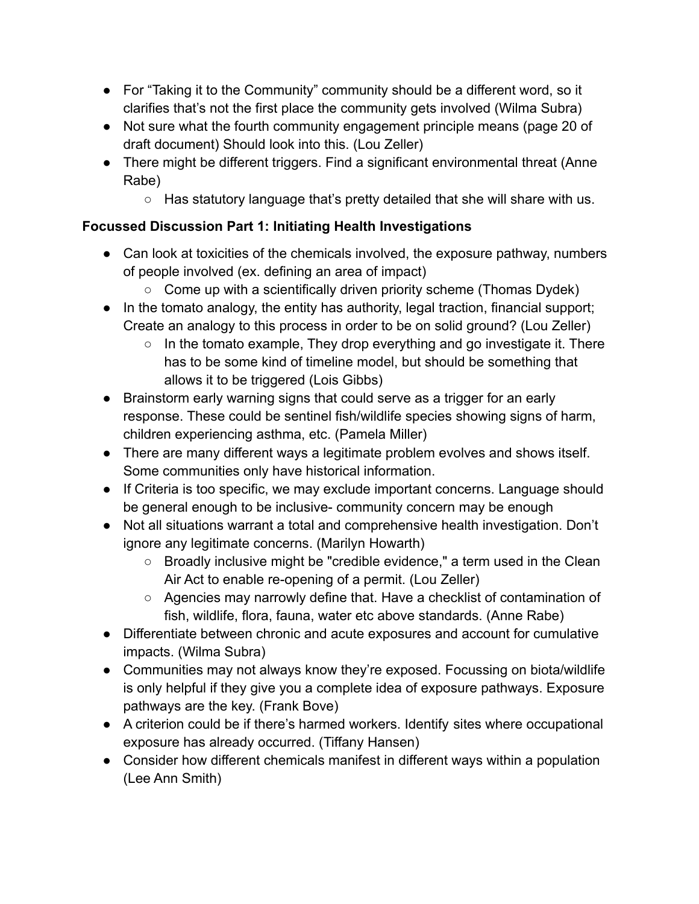- For “Taking it to the Community” community should be a different word, so it clarifies that’s not the first place the community gets involved (Wilma Subra)
- Not sure what the fourth community engagement principle means (page 20 of draft document) Should look into this. (Lou Zeller)
- There might be different triggers. Find a significant environmental threat (Anne Rabe)
  - Has statutory language that’s pretty detailed that she will share with us.

**Focussed Discussion Part 1: Initiating Health Investigations**

- Can look at toxicities of the chemicals involved, the exposure pathway, numbers of people involved (ex. defining an area of impact)
  - Come up with a scientifically driven priority scheme (Thomas Dydek)
- In the tomato analogy, the entity has authority, legal traction, financial support; Create an analogy to this process in order to be on solid ground? (Lou Zeller)
  - In the tomato example, They drop everything and go investigate it. There has to be some kind of timeline model, but should be something that allows it to be triggered (Lois Gibbs)
- Brainstorm early warning signs that could serve as a trigger for an early response. These could be sentinel fish/wildlife species showing signs of harm, children experiencing asthma, etc. (Pamela Miller)
- There are many different ways a legitimate problem evolves and shows itself. Some communities only have historical information.
- If Criteria is too specific, we may exclude important concerns. Language should be general enough to be inclusive- community concern may be enough
- Not all situations warrant a total and comprehensive health investigation. Don’t ignore any legitimate concerns. (Marilyn Howarth)
  - Broadly inclusive might be "credible evidence," a term used in the Clean Air Act to enable re-opening of a permit. (Lou Zeller)
  - Agencies may narrowly define that. Have a checklist of contamination of fish, wildlife, flora, fauna, water etc above standards. (Anne Rabe)
- Differentiate between chronic and acute exposures and account for cumulative impacts. (Wilma Subra)
- Communities may not always know they’re exposed. Focussing on biota/wildlife is only helpful if they give you a complete idea of exposure pathways. Exposure pathways are the key. (Frank Bove)
- A criterion could be if there’s harmed workers. Identify sites where occupational exposure has already occurred. (Tiffany Hansen)
- Consider how different chemicals manifest in different ways within a population (Lee Ann Smith)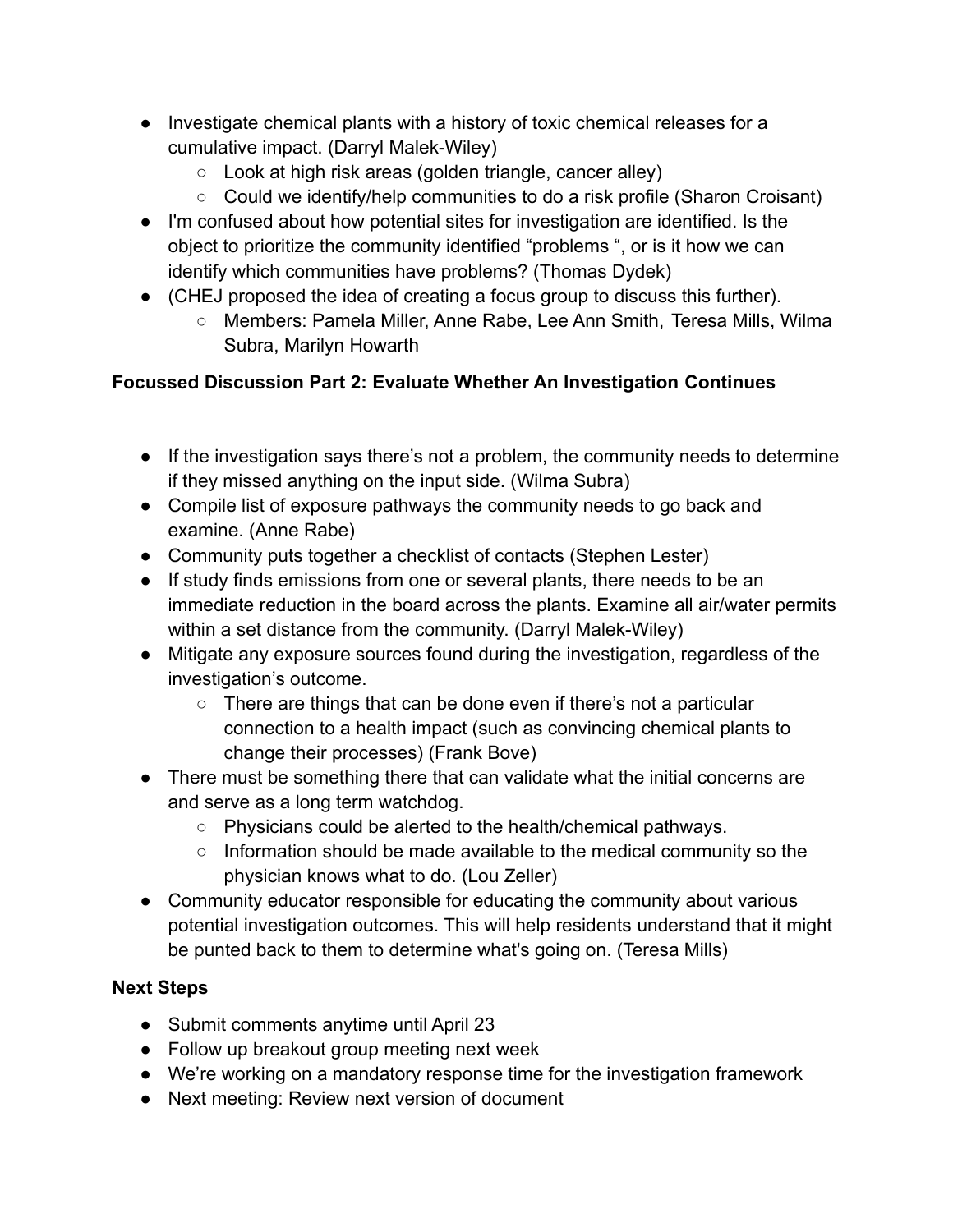- Investigate chemical plants with a history of toxic chemical releases for a cumulative impact. (Darryl Malek-Wiley)
    - Look at high risk areas (golden triangle, cancer alley)
    - Could we identify/help communities to do a risk profile (Sharon Croisant)
- I'm confused about how potential sites for investigation are identified. Is the object to prioritize the community identified “problems “, or is it how we can identify which communities have problems? (Thomas Dydek)
- (CHEJ proposed the idea of creating a focus group to discuss this further).
    - Members: Pamela Miller, Anne Rabe, Lee Ann Smith, Teresa Mills, Wilma Subra, Marilyn Howarth

**Focussed Discussion Part 2: Evaluate Whether An Investigation Continues**

- If the investigation says there’s not a problem, the community needs to determine if they missed anything on the input side. (Wilma Subra)
- Compile list of exposure pathways the community needs to go back and examine. (Anne Rabe)
- Community puts together a checklist of contacts (Stephen Lester)
- If study finds emissions from one or several plants, there needs to be an immediate reduction in the board across the plants. Examine all air/water permits within a set distance from the community. (Darryl Malek-Wiley)
- Mitigate any exposure sources found during the investigation, regardless of the investigation’s outcome.
    - There are things that can be done even if there’s not a particular connection to a health impact (such as convincing chemical plants to change their processes) (Frank Bove)
- There must be something there that can validate what the initial concerns are and serve as a long term watchdog.
    - Physicians could be alerted to the health/chemical pathways.
    - Information should be made available to the medical community so the physician knows what to do. (Lou Zeller)
- Community educator responsible for educating the community about various potential investigation outcomes. This will help residents understand that it might be punted back to them to determine what's going on. (Teresa Mills)

**Next Steps**

- Submit comments anytime until April 23
- Follow up breakout group meeting next week
- We’re working on a mandatory response time for the investigation framework
- Next meeting: Review next version of document